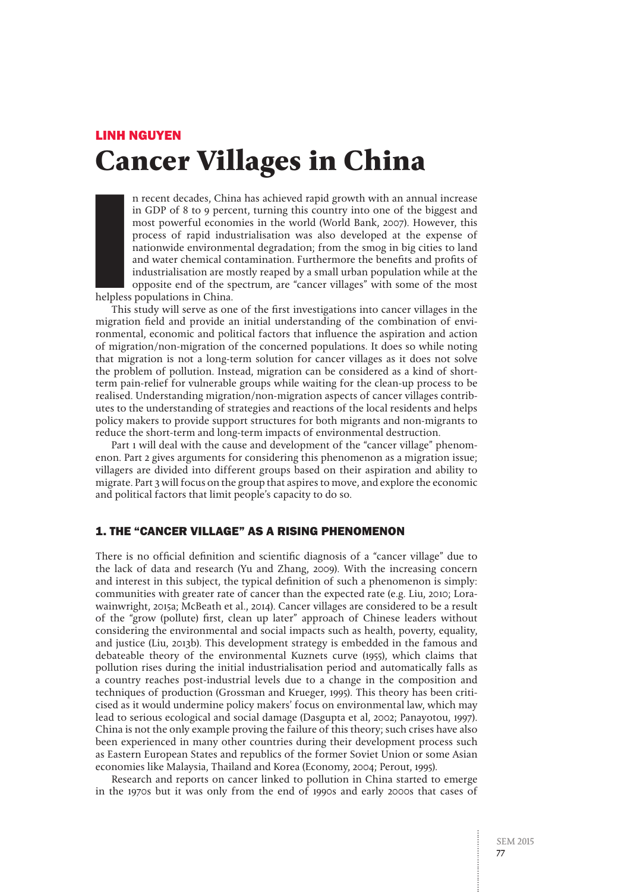LINH NGUYEN

# Cancer Villages in China

In recent decades, China has achieved rapid growth with an annual increase in GDP of 8 to 9 percent, turning this country into one of the biggest and most powerful economies in the world (World Bank, 2007). However, this process of rapid industrialisation was also developed at the expense of nationwide environmental degradation; from the smog in big cities to land and water chemical contamination. Furthermore the benefits and profits of industrialisation are mostly reaped by a small urban population while at the opposite end of the spectrum, are "cancer villages" with some of the most helpless populations in China.

This study will serve as one of the first investigations into cancer villages in the migration field and provide an initial understanding of the combination of environmental, economic and political factors that influence the aspiration and action of migration/non-migration of the concerned populations. It does so while noting that migration is not a long-term solution for cancer villages as it does not solve the problem of pollution. Instead, migration can be considered as a kind of short-term pain-relief for vulnerable groups while waiting for the clean-up process to be realised. Understanding migration/non-migration aspects of cancer villages contributes to the understanding of strategies and reactions of the local residents and helps policy makers to provide support structures for both migrants and non-migrants to reduce the short-term and long-term impacts of environmental destruction.

Part 1 will deal with the cause and development of the "cancer village" phenomenon. Part 2 gives arguments for considering this phenomenon as a migration issue; villagers are divided into different groups based on their aspiration and ability to migrate. Part 3 will focus on the group that aspires to move, and explore the economic and political factors that limit people's capacity to do so.

## 1. THE "CANCER VILLAGE" AS A RISING PHENOMENON

There is no official definition and scientific diagnosis of a "cancer village" due to the lack of data and research (Yu and Zhang, 2009). With the increasing concern and interest in this subject, the typical definition of such a phenomenon is simply: communities with greater rate of cancer than the expected rate (e.g. Liu, 2010; Lora-wainwright, 2015a; McBeath et al., 2014). Cancer villages are considered to be a result of the "grow (pollute) first, clean up later" approach of Chinese leaders without considering the environmental and social impacts such as health, poverty, equality, and justice (Liu, 2013b). This development strategy is embedded in the famous and debateable theory of the environmental Kuznets curve (1955), which claims that pollution rises during the initial industrialisation period and automatically falls as a country reaches post-industrial levels due to a change in the composition and techniques of production (Grossman and Krueger, 1995). This theory has been criticised as it would undermine policy makers' focus on environmental law, which may lead to serious ecological and social damage (Dasgupta et al, 2002; Panayotou, 1997). China is not the only example proving the failure of this theory; such crises have also been experienced in many other countries during their development process such as Eastern European States and republics of the former Soviet Union or some Asian economies like Malaysia, Thailand and Korea (Economy, 2004; Perout, 1995).

Research and reports on cancer linked to pollution in China started to emerge in the 1970s but it was only from the end of 1990s and early 2000s that cases of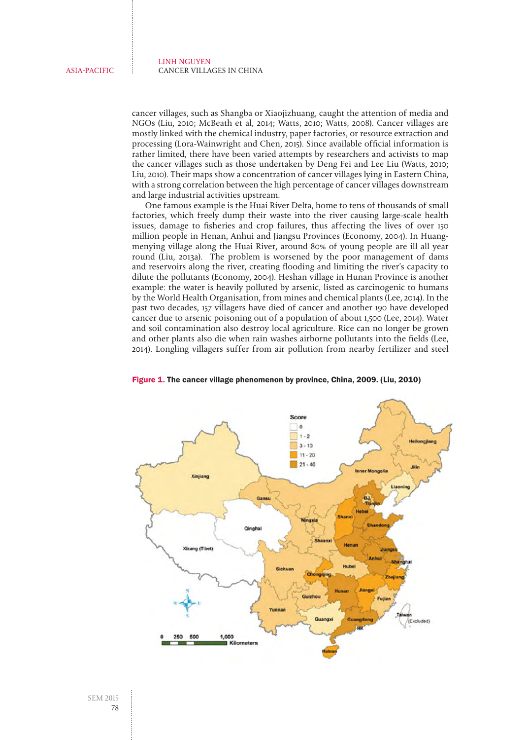cancer villages, such as Shangba or Xiaojizhuang, caught the attention of media and NGOs (Liu, 2010; McBeath et al, 2014; Watts, 2010; Watts, 2008). Cancer villages are mostly linked with the chemical industry, paper factories, or resource extraction and processing (Lora-Wainwright and Chen, 2015). Since available official information is rather limited, there have been varied attempts by researchers and activists to map the cancer villages such as those undertaken by Deng Fei and Lee Liu (Watts, 2010; Liu, 2010). Their maps show a concentration of cancer villages lying in Eastern China, with a strong correlation between the high percentage of cancer villages downstream and large industrial activities upstream.

One famous example is the Huai River Delta, home to tens of thousands of small factories, which freely dump their waste into the river causing large-scale health issues, damage to fisheries and crop failures, thus affecting the lives of over 150 million people in Henan, Anhui and Jiangsu Provinces (Economy, 2004). In Huangmenying village along the Huai River, around 80% of young people are ill all year round (Liu, 2013a). The problem is worsened by the poor management of dams and reservoirs along the river, creating flooding and limiting the river's capacity to dilute the pollutants (Economy, 2004). Heshan village in Hunan Province is another example: the water is heavily polluted by arsenic, listed as carcinogenic to humans by the World Health Organisation, from mines and chemical plants (Lee, 2014). In the past two decades, 157 villagers have died of cancer and another 190 have developed cancer due to arsenic poisoning out of a population of about 1,500 (Lee, 2014). Water and soil contamination also destroy local agriculture. Rice can no longer be grown and other plants also die when rain washes airborne pollutants into the fields (Lee, 2014). Longling villagers suffer from air pollution from nearby fertilizer and steel

**Figure 1. The cancer village phenomenon by province, China, 2009. (Liu, 2010)**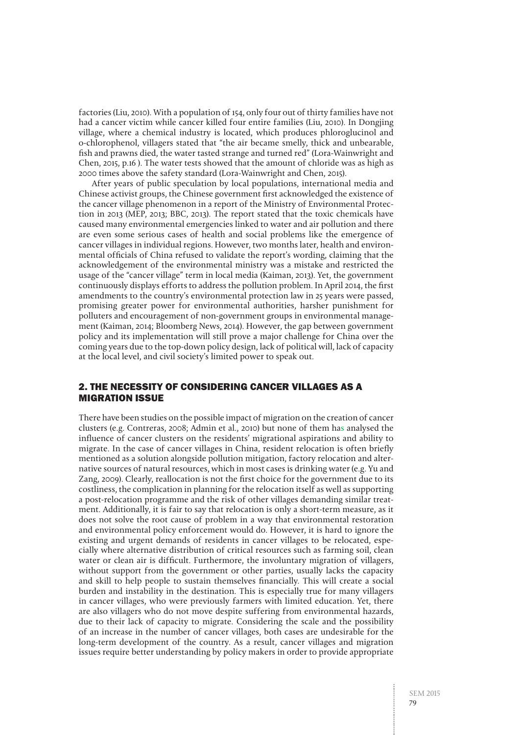factories (Liu, 2010). With a population of 154, only four out of thirty families have not had a cancer victim while cancer killed four entire families (Liu, 2010). In Dongjing village, where a chemical industry is located, which produces phloroglucinol and o-chlorophenol, villagers stated that "the air became smelly, thick and unbearable, fish and prawns died, the water tasted strange and turned red" (Lora-Wainwright and Chen, 2015, p.16 ). The water tests showed that the amount of chloride was as high as 2000 times above the safety standard (Lora-Wainwright and Chen, 2015).

After years of public speculation by local populations, international media and Chinese activist groups, the Chinese government first acknowledged the existence of the cancer village phenomenon in a report of the Ministry of Environmental Protection in 2013 (MEP, 2013; BBC, 2013). The report stated that the toxic chemicals have caused many environmental emergencies linked to water and air pollution and there are even some serious cases of health and social problems like the emergence of cancer villages in individual regions. However, two months later, health and environmental officials of China refused to validate the report's wording, claiming that the acknowledgement of the environmental ministry was a mistake and restricted the usage of the "cancer village" term in local media (Kaiman, 2013). Yet, the government continuously displays efforts to address the pollution problem. In April 2014, the first amendments to the country's environmental protection law in 25 years were passed, promising greater power for environmental authorities, harsher punishment for polluters and encouragement of non-government groups in environmental management (Kaiman, 2014; Bloomberg News, 2014). However, the gap between government policy and its implementation will still prove a major challenge for China over the coming years due to the top-down policy design, lack of political will, lack of capacity at the local level, and civil society's limited power to speak out.

## 2. THE NECESSITY OF CONSIDERING CANCER VILLAGES AS A MIGRATION ISSUE

There have been studies on the possible impact of migration on the creation of cancer clusters (e.g. Contreras, 2008; Admin et al., 2010) but none of them has analysed the influence of cancer clusters on the residents' migrational aspirations and ability to migrate. In the case of cancer villages in China, resident relocation is often briefly mentioned as a solution alongside pollution mitigation, factory relocation and alternative sources of natural resources, which in most cases is drinking water (e.g. Yu and Zang, 2009). Clearly, reallocation is not the first choice for the government due to its costliness, the complication in planning for the relocation itself as well as supporting a post-relocation programme and the risk of other villages demanding similar treatment. Additionally, it is fair to say that relocation is only a short-term measure, as it does not solve the root cause of problem in a way that environmental restoration and environmental policy enforcement would do. However, it is hard to ignore the existing and urgent demands of residents in cancer villages to be relocated, especially where alternative distribution of critical resources such as farming soil, clean water or clean air is difficult. Furthermore, the involuntary migration of villagers, without support from the government or other parties, usually lacks the capacity and skill to help people to sustain themselves financially. This will create a social burden and instability in the destination. This is especially true for many villagers in cancer villages, who were previously farmers with limited education. Yet, there are also villagers who do not move despite suffering from environmental hazards, due to their lack of capacity to migrate. Considering the scale and the possibility of an increase in the number of cancer villages, both cases are undesirable for the long-term development of the country. As a result, cancer villages and migration issues require better understanding by policy makers in order to provide appropriate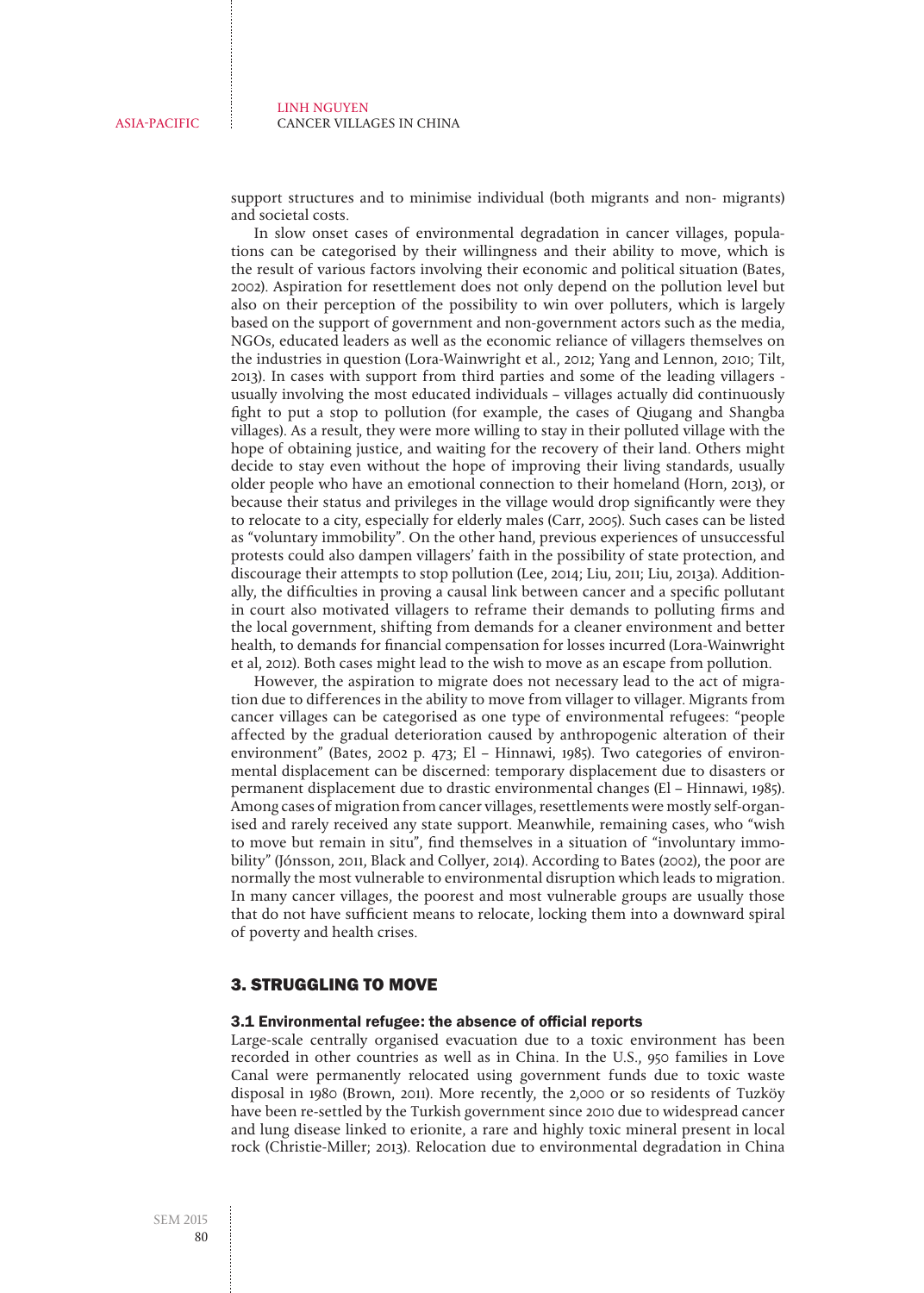support structures and to minimise individual (both migrants and non- migrants) and societal costs.

In slow onset cases of environmental degradation in cancer villages, populations can be categorised by their willingness and their ability to move, which is the result of various factors involving their economic and political situation (Bates, 2002). Aspiration for resettlement does not only depend on the pollution level but also on their perception of the possibility to win over polluters, which is largely based on the support of government and non-government actors such as the media, NGOs, educated leaders as well as the economic reliance of villagers themselves on the industries in question (Lora-Wainwright et al., 2012; Yang and Lennon, 2010; Tilt, 2013). In cases with support from third parties and some of the leading villagers - usually involving the most educated individuals – villages actually did continuously fight to put a stop to pollution (for example, the cases of Qiugang and Shangba villages). As a result, they were more willing to stay in their polluted village with the hope of obtaining justice, and waiting for the recovery of their land. Others might decide to stay even without the hope of improving their living standards, usually older people who have an emotional connection to their homeland (Horn, 2013), or because their status and privileges in the village would drop significantly were they to relocate to a city, especially for elderly males (Carr, 2005). Such cases can be listed as "voluntary immobility". On the other hand, previous experiences of unsuccessful protests could also dampen villagers' faith in the possibility of state protection, and discourage their attempts to stop pollution (Lee, 2014; Liu, 2011; Liu, 2013a). Additionally, the difficulties in proving a causal link between cancer and a specific pollutant in court also motivated villagers to reframe their demands to polluting firms and the local government, shifting from demands for a cleaner environment and better health, to demands for financial compensation for losses incurred (Lora-Wainwright et al, 2012). Both cases might lead to the wish to move as an escape from pollution.

However, the aspiration to migrate does not necessary lead to the act of migration due to differences in the ability to move from villager to villager. Migrants from cancer villages can be categorised as one type of environmental refugees: "people affected by the gradual deterioration caused by anthropogenic alteration of their environment" (Bates, 2002 p. 473; El – Hinnawi, 1985). Two categories of environmental displacement can be discerned: temporary displacement due to disasters or permanent displacement due to drastic environmental changes (El – Hinnawi, 1985). Among cases of migration from cancer villages, resettlements were mostly self-organised and rarely received any state support. Meanwhile, remaining cases, who "wish to move but remain in situ", find themselves in a situation of "involuntary immobility" (Jónsson, 2011, Black and Collyer, 2014). According to Bates (2002), the poor are normally the most vulnerable to environmental disruption which leads to migration. In many cancer villages, the poorest and most vulnerable groups are usually those that do not have sufficient means to relocate, locking them into a downward spiral of poverty and health crises.

## 3. STRUGGLING TO MOVE

### 3.1 Environmental refugee: the absence of official reports

Large-scale centrally organised evacuation due to a toxic environment has been recorded in other countries as well as in China. In the U.S., 950 families in Love Canal were permanently relocated using government funds due to toxic waste disposal in 1980 (Brown, 2011). More recently, the 2,000 or so residents of Tuzköy have been re-settled by the Turkish government since 2010 due to widespread cancer and lung disease linked to erionite, a rare and highly toxic mineral present in local rock (Christie-Miller; 2013). Relocation due to environmental degradation in China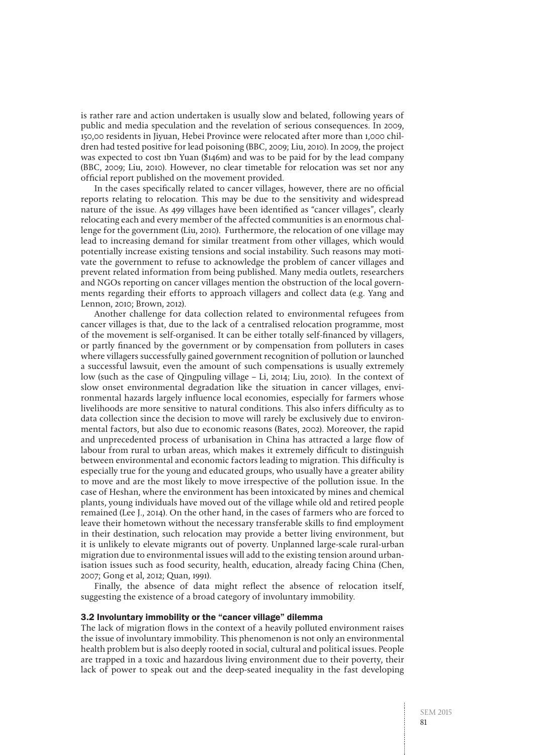is rather rare and action undertaken is usually slow and belated, following years of public and media speculation and the revelation of serious consequences. In 2009, 150,00 residents in Jiyuan, Hebei Province were relocated after more than 1,000 children had tested positive for lead poisoning (BBC, 2009; Liu, 2010). In 2009, the project was expected to cost 1bn Yuan ($146m) and was to be paid for by the lead company (BBC, 2009; Liu, 2010). However, no clear timetable for relocation was set nor any official report published on the movement provided.

In the cases specifically related to cancer villages, however, there are no official reports relating to relocation. This may be due to the sensitivity and widespread nature of the issue. As 499 villages have been identified as "cancer villages", clearly relocating each and every member of the affected communities is an enormous challenge for the government (Liu, 2010). Furthermore, the relocation of one village may lead to increasing demand for similar treatment from other villages, which would potentially increase existing tensions and social instability. Such reasons may motivate the government to refuse to acknowledge the problem of cancer villages and prevent related information from being published. Many media outlets, researchers and NGOs reporting on cancer villages mention the obstruction of the local governments regarding their efforts to approach villagers and collect data (e.g. Yang and Lennon, 2010; Brown, 2012).

Another challenge for data collection related to environmental refugees from cancer villages is that, due to the lack of a centralised relocation programme, most of the movement is self-organised. It can be either totally self-financed by villagers, or partly financed by the government or by compensation from polluters in cases where villagers successfully gained government recognition of pollution or launched a successful lawsuit, even the amount of such compensations is usually extremely low (such as the case of Qingpuling village – Li, 2014; Liu, 2010). In the context of slow onset environmental degradation like the situation in cancer villages, environmental hazards largely influence local economies, especially for farmers whose livelihoods are more sensitive to natural conditions. This also infers difficulty as to data collection since the decision to move will rarely be exclusively due to environmental factors, but also due to economic reasons (Bates, 2002). Moreover, the rapid and unprecedented process of urbanisation in China has attracted a large flow of labour from rural to urban areas, which makes it extremely difficult to distinguish between environmental and economic factors leading to migration. This difficulty is especially true for the young and educated groups, who usually have a greater ability to move and are the most likely to move irrespective of the pollution issue. In the case of Heshan, where the environment has been intoxicated by mines and chemical plants, young individuals have moved out of the village while old and retired people remained (Lee J., 2014). On the other hand, in the cases of farmers who are forced to leave their hometown without the necessary transferable skills to find employment in their destination, such relocation may provide a better living environment, but it is unlikely to elevate migrants out of poverty. Unplanned large-scale rural-urban migration due to environmental issues will add to the existing tension around urbanisation issues such as food security, health, education, already facing China (Chen, 2007; Gong et al, 2012; Quan, 1991).

Finally, the absence of data might reflect the absence of relocation itself, suggesting the existence of a broad category of involuntary immobility.

### 3.2 Involuntary immobility or the "cancer village" dilemma

The lack of migration flows in the context of a heavily polluted environment raises the issue of involuntary immobility. This phenomenon is not only an environmental health problem but is also deeply rooted in social, cultural and political issues. People are trapped in a toxic and hazardous living environment due to their poverty, their lack of power to speak out and the deep-seated inequality in the fast developing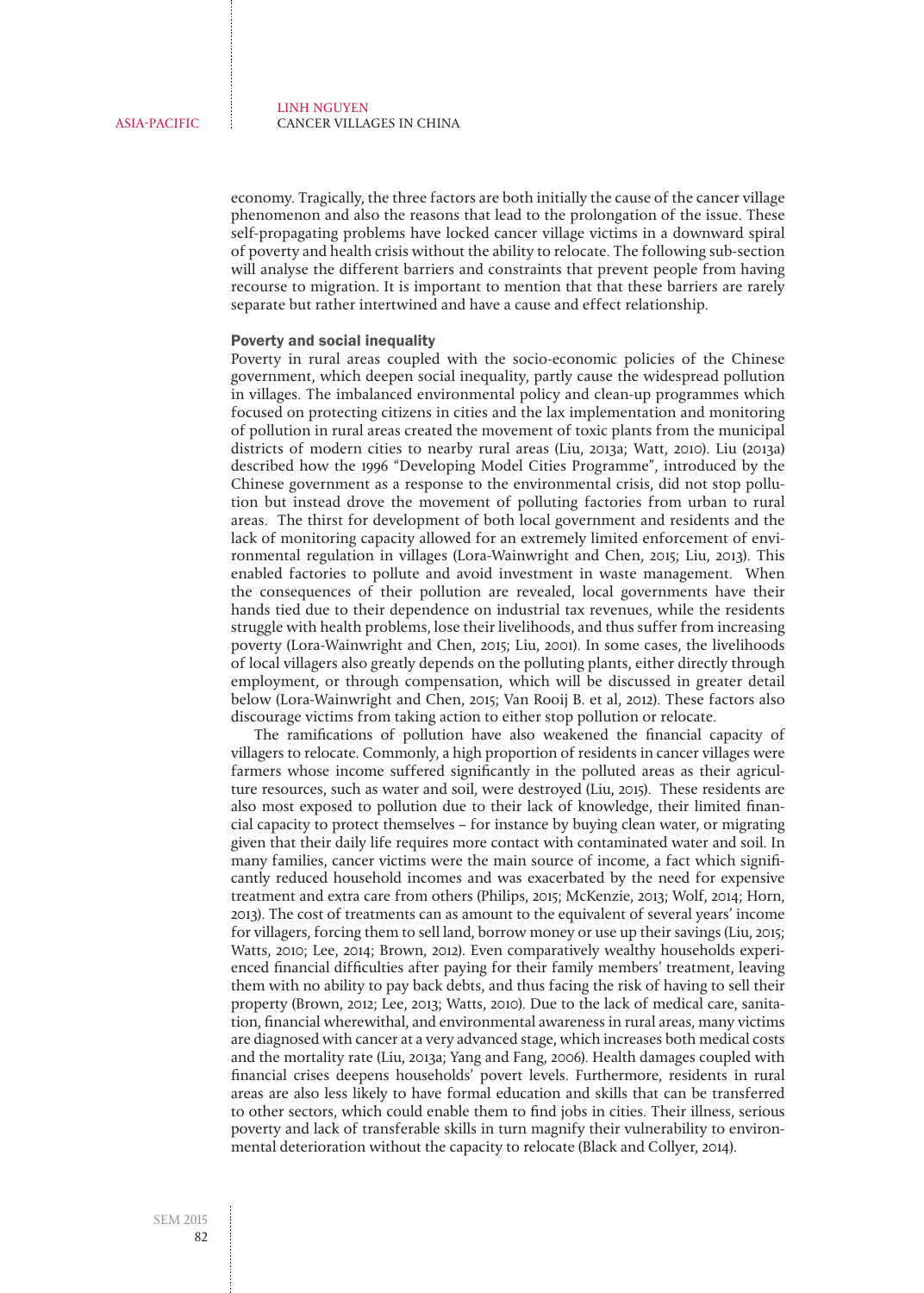economy. Tragically, the three factors are both initially the cause of the cancer village phenomenon and also the reasons that lead to the prolongation of the issue. These self-propagating problems have locked cancer village victims in a downward spiral of poverty and health crisis without the ability to relocate. The following sub-section will analyse the different barriers and constraints that prevent people from having recourse to migration. It is important to mention that that these barriers are rarely separate but rather intertwined and have a cause and effect relationship.

### Poverty and social inequality

Poverty in rural areas coupled with the socio-economic policies of the Chinese government, which deepen social inequality, partly cause the widespread pollution in villages. The imbalanced environmental policy and clean-up programmes which focused on protecting citizens in cities and the lax implementation and monitoring of pollution in rural areas created the movement of toxic plants from the municipal districts of modern cities to nearby rural areas (Liu, 2013a; Watt, 2010). Liu (2013a) described how the 1996 "Developing Model Cities Programme", introduced by the Chinese government as a response to the environmental crisis, did not stop pollution but instead drove the movement of polluting factories from urban to rural areas. The thirst for development of both local government and residents and the lack of monitoring capacity allowed for an extremely limited enforcement of environmental regulation in villages (Lora-Wainwright and Chen, 2015; Liu, 2013). This enabled factories to pollute and avoid investment in waste management. When the consequences of their pollution are revealed, local governments have their hands tied due to their dependence on industrial tax revenues, while the residents struggle with health problems, lose their livelihoods, and thus suffer from increasing poverty (Lora-Wainwright and Chen, 2015; Liu, 2001). In some cases, the livelihoods of local villagers also greatly depends on the polluting plants, either directly through employment, or through compensation, which will be discussed in greater detail below (Lora-Wainwright and Chen, 2015; Van Rooij B. et al, 2012). These factors also discourage victims from taking action to either stop pollution or relocate.

The ramifications of pollution have also weakened the financial capacity of villagers to relocate. Commonly, a high proportion of residents in cancer villages were farmers whose income suffered significantly in the polluted areas as their agriculture resources, such as water and soil, were destroyed (Liu, 2015). These residents are also most exposed to pollution due to their lack of knowledge, their limited financial capacity to protect themselves – for instance by buying clean water, or migrating given that their daily life requires more contact with contaminated water and soil. In many families, cancer victims were the main source of income, a fact which significantly reduced household incomes and was exacerbated by the need for expensive treatment and extra care from others (Philips, 2015; McKenzie, 2013; Wolf, 2014; Horn, 2013). The cost of treatments can as amount to the equivalent of several years' income for villagers, forcing them to sell land, borrow money or use up their savings (Liu, 2015; Watts, 2010; Lee, 2014; Brown, 2012). Even comparatively wealthy households experienced financial difficulties after paying for their family members' treatment, leaving them with no ability to pay back debts, and thus facing the risk of having to sell their property (Brown, 2012; Lee, 2013; Watts, 2010). Due to the lack of medical care, sanitation, financial wherewithal, and environmental awareness in rural areas, many victims are diagnosed with cancer at a very advanced stage, which increases both medical costs and the mortality rate (Liu, 2013a; Yang and Fang, 2006). Health damages coupled with financial crises deepens households' povert levels. Furthermore, residents in rural areas are also less likely to have formal education and skills that can be transferred to other sectors, which could enable them to find jobs in cities. Their illness, serious poverty and lack of transferable skills in turn magnify their vulnerability to environmental deterioration without the capacity to relocate (Black and Collyer, 2014).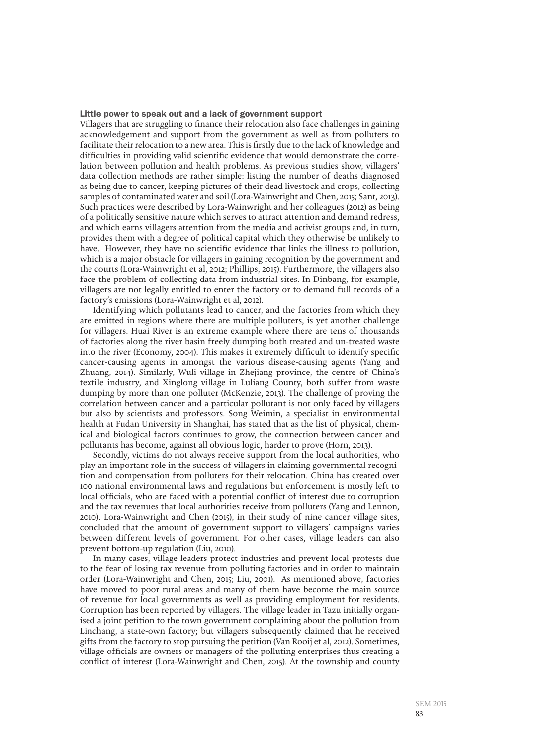### Little power to speak out and a lack of government support

Villagers that are struggling to finance their relocation also face challenges in gaining acknowledgement and support from the government as well as from polluters to facilitate their relocation to a new area. This is firstly due to the lack of knowledge and difficulties in providing valid scientific evidence that would demonstrate the correlation between pollution and health problems. As previous studies show, villagers' data collection methods are rather simple: listing the number of deaths diagnosed as being due to cancer, keeping pictures of their dead livestock and crops, collecting samples of contaminated water and soil (Lora-Wainwright and Chen, 2015; Sant, 2013). Such practices were described by Lora-Wainwright and her colleagues (2012) as being of a politically sensitive nature which serves to attract attention and demand redress, and which earns villagers attention from the media and activist groups and, in turn, provides them with a degree of political capital which they otherwise be unlikely to have. However, they have no scientific evidence that links the illness to pollution, which is a major obstacle for villagers in gaining recognition by the government and the courts (Lora-Wainwright et al, 2012; Phillips, 2015). Furthermore, the villagers also face the problem of collecting data from industrial sites. In Dinbang, for example, villagers are not legally entitled to enter the factory or to demand full records of a factory's emissions (Lora-Wainwright et al, 2012).

Identifying which pollutants lead to cancer, and the factories from which they are emitted in regions where there are multiple polluters, is yet another challenge for villagers. Huai River is an extreme example where there are tens of thousands of factories along the river basin freely dumping both treated and un-treated waste into the river (Economy, 2004). This makes it extremely difficult to identify specific cancer-causing agents in amongst the various disease-causing agents (Yang and Zhuang, 2014). Similarly, Wuli village in Zhejiang province, the centre of China's textile industry, and Xinglong village in Luliang County, both suffer from waste dumping by more than one polluter (McKenzie, 2013). The challenge of proving the correlation between cancer and a particular pollutant is not only faced by villagers but also by scientists and professors. Song Weimin, a specialist in environmental health at Fudan University in Shanghai, has stated that as the list of physical, chemical and biological factors continues to grow, the connection between cancer and pollutants has become, against all obvious logic, harder to prove (Horn, 2013).

Secondly, victims do not always receive support from the local authorities, who play an important role in the success of villagers in claiming governmental recognition and compensation from polluters for their relocation. China has created over 100 national environmental laws and regulations but enforcement is mostly left to local officials, who are faced with a potential conflict of interest due to corruption and the tax revenues that local authorities receive from polluters (Yang and Lennon, 2010). Lora-Wainwright and Chen (2015), in their study of nine cancer village sites, concluded that the amount of government support to villagers' campaigns varies between different levels of government. For other cases, village leaders can also prevent bottom-up regulation (Liu, 2010).

In many cases, village leaders protect industries and prevent local protests due to the fear of losing tax revenue from polluting factories and in order to maintain order (Lora-Wainwright and Chen, 2015; Liu, 2001). As mentioned above, factories have moved to poor rural areas and many of them have become the main source of revenue for local governments as well as providing employment for residents. Corruption has been reported by villagers. The village leader in Tazu initially organised a joint petition to the town government complaining about the pollution from Linchang, a state-own factory; but villagers subsequently claimed that he received gifts from the factory to stop pursuing the petition (Van Rooij et al, 2012). Sometimes, village officials are owners or managers of the polluting enterprises thus creating a conflict of interest (Lora-Wainwright and Chen, 2015). At the township and county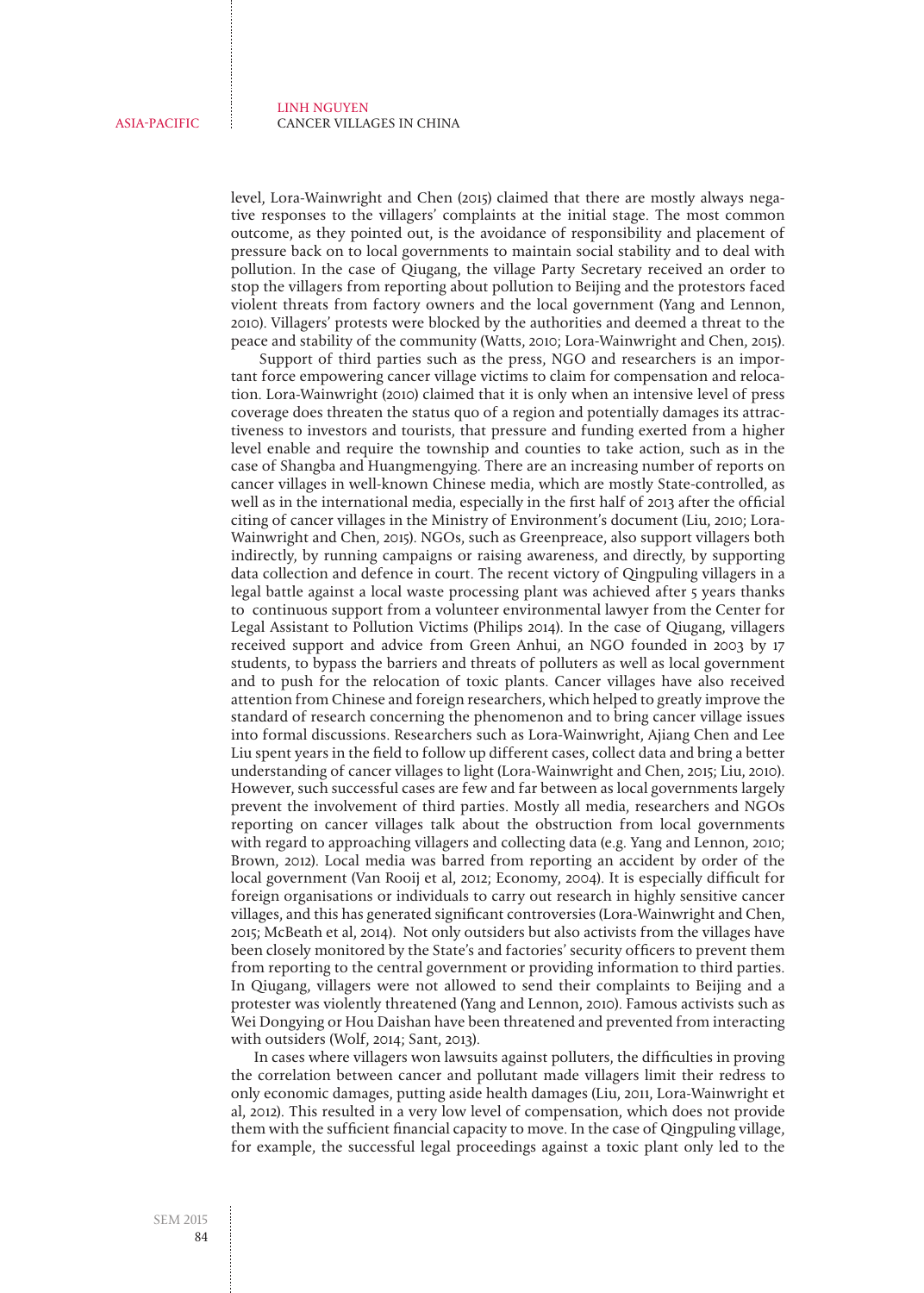level, Lora-Wainwright and Chen (2015) claimed that there are mostly always negative responses to the villagers' complaints at the initial stage. The most common outcome, as they pointed out, is the avoidance of responsibility and placement of pressure back on to local governments to maintain social stability and to deal with pollution. In the case of Qiugang, the village Party Secretary received an order to stop the villagers from reporting about pollution to Beijing and the protestors faced violent threats from factory owners and the local government (Yang and Lennon, 2010). Villagers' protests were blocked by the authorities and deemed a threat to the peace and stability of the community (Watts, 2010; Lora-Wainwright and Chen, 2015).

Support of third parties such as the press, NGO and researchers is an important force empowering cancer village victims to claim for compensation and relocation. Lora-Wainwright (2010) claimed that it is only when an intensive level of press coverage does threaten the status quo of a region and potentially damages its attractiveness to investors and tourists, that pressure and funding exerted from a higher level enable and require the township and counties to take action, such as in the case of Shangba and Huangmengying. There are an increasing number of reports on cancer villages in well-known Chinese media, which are mostly State-controlled, as well as in the international media, especially in the first half of 2013 after the official citing of cancer villages in the Ministry of Environment's document (Liu, 2010; Lora-Wainwright and Chen, 2015). NGOs, such as Greenpeace, also support villagers both indirectly, by running campaigns or raising awareness, and directly, by supporting data collection and defence in court. The recent victory of Qingpuling villagers in a legal battle against a local waste processing plant was achieved after 5 years thanks to continuous support from a volunteer environmental lawyer from the Center for Legal Assistant to Pollution Victims (Philips 2014). In the case of Qiugang, villagers received support and advice from Green Anhui, an NGO founded in 2003 by 17 students, to bypass the barriers and threats of polluters as well as local government and to push for the relocation of toxic plants. Cancer villages have also received attention from Chinese and foreign researchers, which helped to greatly improve the standard of research concerning the phenomenon and to bring cancer village issues into formal discussions. Researchers such as Lora-Wainwright, Ajiang Chen and Lee Liu spent years in the field to follow up different cases, collect data and bring a better understanding of cancer villages to light (Lora-Wainwright and Chen, 2015; Liu, 2010). However, such successful cases are few and far between as local governments largely prevent the involvement of third parties. Mostly all media, researchers and NGOs reporting on cancer villages talk about the obstruction from local governments with regard to approaching villagers and collecting data (e.g. Yang and Lennon, 2010; Brown, 2012). Local media was barred from reporting an accident by order of the local government (Van Rooij et al, 2012; Economy, 2004). It is especially difficult for foreign organisations or individuals to carry out research in highly sensitive cancer villages, and this has generated significant controversies (Lora-Wainwright and Chen, 2015; McBeath et al, 2014). Not only outsiders but also activists from the villages have been closely monitored by the State's and factories' security officers to prevent them from reporting to the central government or providing information to third parties. In Qiugang, villagers were not allowed to send their complaints to Beijing and a protester was violently threatened (Yang and Lennon, 2010). Famous activists such as Wei Dongying or Hou Daishan have been threatened and prevented from interacting with outsiders (Wolf, 2014; Sant, 2013).

In cases where villagers won lawsuits against polluters, the difficulties in proving the correlation between cancer and pollutant made villagers limit their redress to only economic damages, putting aside health damages (Liu, 2011, Lora-Wainwright et al, 2012). This resulted in a very low level of compensation, which does not provide them with the sufficient financial capacity to move. In the case of Qingpuling village, for example, the successful legal proceedings against a toxic plant only led to the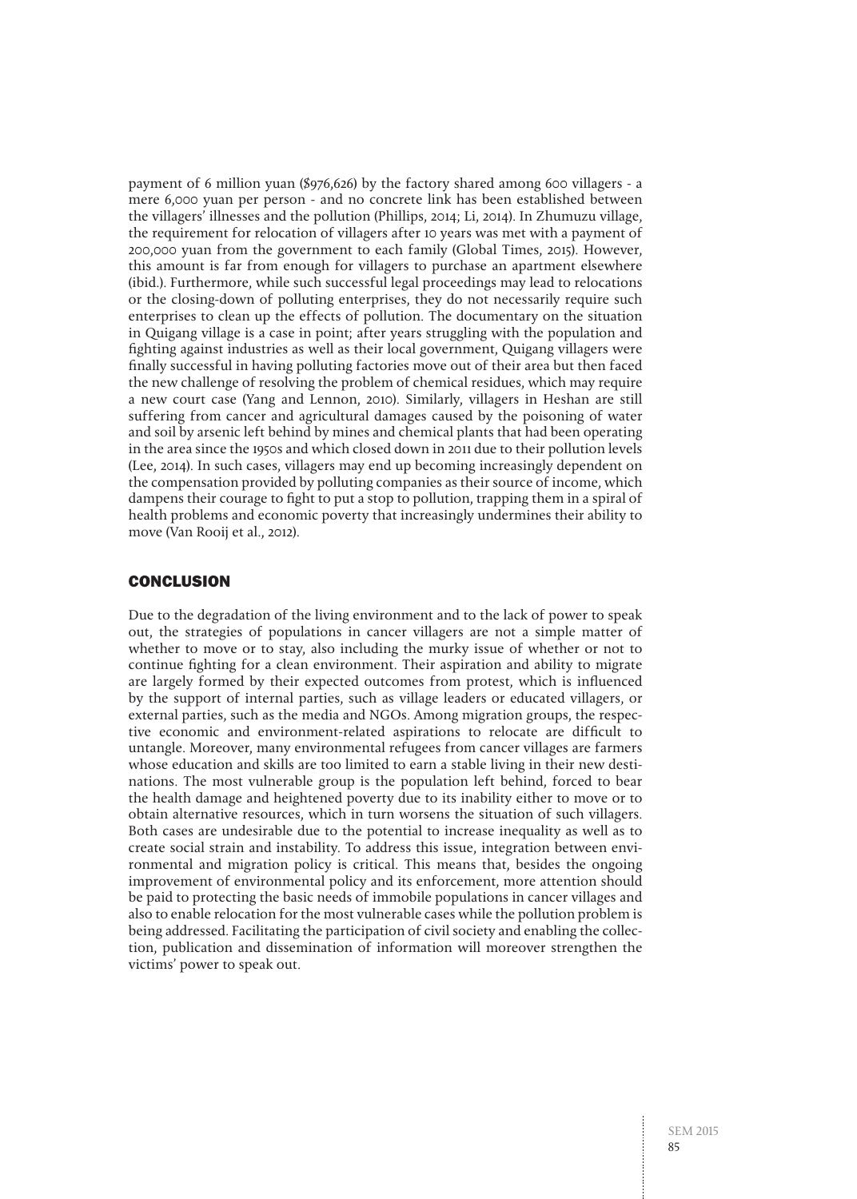payment of 6 million yuan ($976,626) by the factory shared among 600 villagers - a mere 6,000 yuan per person - and no concrete link has been established between the villagers' illnesses and the pollution (Phillips, 2014; Li, 2014). In Zhumuzu village, the requirement for relocation of villagers after 10 years was met with a payment of 200,000 yuan from the government to each family (Global Times, 2015). However, this amount is far from enough for villagers to purchase an apartment elsewhere (ibid.). Furthermore, while such successful legal proceedings may lead to relocations or the closing-down of polluting enterprises, they do not necessarily require such enterprises to clean up the effects of pollution. The documentary on the situation in Quigang village is a case in point; after years struggling with the population and fighting against industries as well as their local government, Quigang villagers were finally successful in having polluting factories move out of their area but then faced the new challenge of resolving the problem of chemical residues, which may require a new court case (Yang and Lennon, 2010). Similarly, villagers in Heshan are still suffering from cancer and agricultural damages caused by the poisoning of water and soil by arsenic left behind by mines and chemical plants that had been operating in the area since the 1950s and which closed down in 2011 due to their pollution levels (Lee, 2014). In such cases, villagers may end up becoming increasingly dependent on the compensation provided by polluting companies as their source of income, which dampens their courage to fight to put a stop to pollution, trapping them in a spiral of health problems and economic poverty that increasingly undermines their ability to move (Van Rooij et al., 2012).

## CONCLUSION

Due to the degradation of the living environment and to the lack of power to speak out, the strategies of populations in cancer villagers are not a simple matter of whether to move or to stay, also including the murky issue of whether or not to continue fighting for a clean environment. Their aspiration and ability to migrate are largely formed by their expected outcomes from protest, which is influenced by the support of internal parties, such as village leaders or educated villagers, or external parties, such as the media and NGOs. Among migration groups, the respective economic and environment-related aspirations to relocate are difficult to untangle. Moreover, many environmental refugees from cancer villages are farmers whose education and skills are too limited to earn a stable living in their new destinations. The most vulnerable group is the population left behind, forced to bear the health damage and heightened poverty due to its inability either to move or to obtain alternative resources, which in turn worsens the situation of such villagers. Both cases are undesirable due to the potential to increase inequality as well as to create social strain and instability. To address this issue, integration between environmental and migration policy is critical. This means that, besides the ongoing improvement of environmental policy and its enforcement, more attention should be paid to protecting the basic needs of immobile populations in cancer villages and also to enable relocation for the most vulnerable cases while the pollution problem is being addressed. Facilitating the participation of civil society and enabling the collection, publication and dissemination of information will moreover strengthen the victims' power to speak out.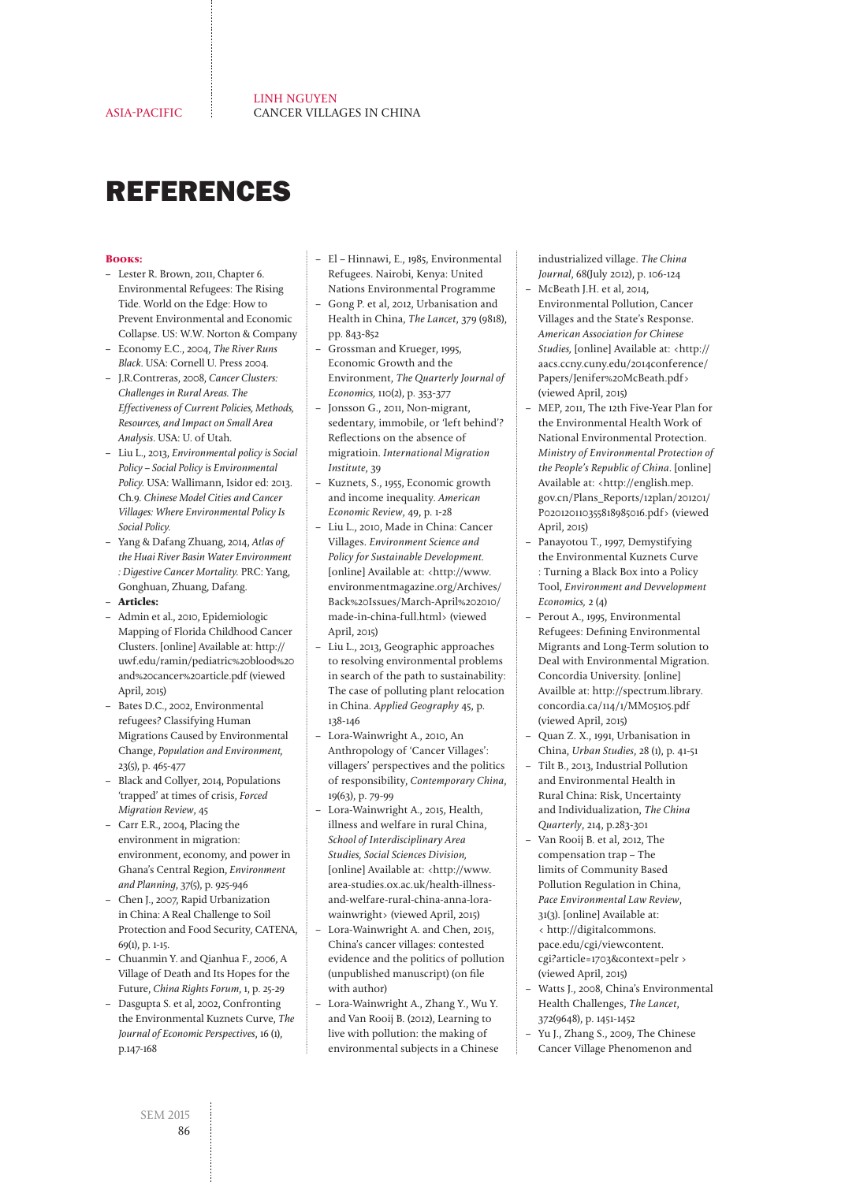# REFERENCES

**Books:**

- Lester R. Brown, 2011, Chapter 6. Environmental Refugees: The Rising Tide. World on the Edge: How to Prevent Environmental and Economic Collapse. US: W.W. Norton & Company
- Economy E.C., 2004, *The River Runs Black*. USA: Cornell U. Press 2004.
- J.R.Contreras, 2008, *Cancer Clusters: Challenges in Rural Areas. The Effectiveness of Current Policies, Methods, Resources, and Impact on Small Area Analysis*. USA: U. of Utah.
- Liu L., 2013, *Environmental policy is Social Policy – Social Policy is Environmental Policy.* USA: Wallimann, Isidor ed: 2013. Ch.9. *Chinese Model Cities and Cancer Villages: Where Environmental Policy Is Social Policy.*
- Yang & Dafang Zhuang, 2014, *Atlas of the Huai River Basin Water Environment : Digestive Cancer Mortality.* PRC: Yang, Gonghuan, Zhuang, Dafang.
- **Articles:**
- Admin et al., 2010, Epidemiologic Mapping of Florida Childhood Cancer Clusters. [online] Available at: http://uwf.edu/ramin/pediatric%20blood%20and%20cancer%20article.pdf (viewed April, 2015)
- Bates D.C., 2002, Environmental refugees? Classifying Human Migrations Caused by Environmental Change, *Population and Environment,* 23(5), p. 465-477
- Black and Collyer, 2014, Populations 'trapped' at times of crisis, *Forced Migration Review*, 45
- Carr E.R., 2004, Placing the environment in migration: environment, economy, and power in Ghana's Central Region, *Environment and Planning*, 37(5), p. 925-946
- Chen J., 2007, Rapid Urbanization in China: A Real Challenge to Soil Protection and Food Security, CATENA, 69(1), p. 1-15.
- Chuanmin Y. and Qianhua F., 2006, A Village of Death and Its Hopes for the Future, *China Rights Forum*, 1, p. 25-29
- Dasgupta S. et al, 2002, Confronting the Environmental Kuznets Curve, *The Journal of Economic Perspectives*, 16 (1), p.147-168
- El – Hinnawi, E., 1985, Environmental Refugees. Nairobi, Kenya: United Nations Environmental Programme
- Gong P. et al, 2012, Urbanisation and Health in China, *The Lancet*, 379 (9818), pp. 843-852
- Grossman and Krueger, 1995, Economic Growth and the Environment, *The Quarterly Journal of Economics*, 110(2), p. 353-377
- Jonsson G., 2011, Non-migrant, sedentary, immobile, or 'left behind'? Reflections on the absence of migratioin. *International Migration Institute*, 39
- Kuznets, S., 1955, Economic growth and income inequality. *American Economic Review*, 49, p. 1-28
- Liu L., 2010, Made in China: Cancer Villages. *Environment Science and Policy for Sustainable Development.* [online] Available at: <http://www.environmentmagazine.org/Archives/Back%20Issues/March-April%202010/made-in-china-full.html> (viewed April, 2015)
- Liu L., 2013, Geographic approaches to resolving environmental problems in search of the path to sustainability: The case of polluting plant relocation in China. *Applied Geography* 45, p. 138-146
- Lora-Wainwright A., 2010, An Anthropology of 'Cancer Villages': villagers' perspectives and the politics of responsibility, *Contemporary China*, 19(63), p. 79-99
- Lora-Wainwright A., 2015, Health, illness and welfare in rural China, *School of Interdisciplinary Area Studies, Social Sciences Division,* [online] Available at: <http://www.area-studies.ox.ac.uk/health-illness-and-welfare-rural-china-anna-lora-wainwright> (viewed April, 2015)
- Lora-Wainwright A. and Chen, 2015, China's cancer villages: contested evidence and the politics of pollution (unpublished manuscript) (on file with author)
- Lora-Wainwright A., Zhang Y., Wu Y. and Van Rooij B. (2012), Learning to live with pollution: the making of environmental subjects in a Chinese industrialized village. *The China Journal*, 68(July 2012), p. 106-124
- McBeath J.H. et al, 2014, Environmental Pollution, Cancer Villages and the State's Response. *American Association for Chinese Studies,* [online] Available at: <http://aacs.ccny.cuny.edu/2014conference/Papers/Jenifer%20McBeath.pdf> (viewed April, 2015)
- MEP, 2011, The 12th Five-Year Plan for the Environmental Health Work of National Environmental Protection. *Ministry of Environmental Protection of the People's Republic of China.* [online] Available at: <http://english.mep.gov.cn/Plans_Reports/12plan/201201/P020120110355818985016.pdf> (viewed April, 2015)
- Panayotou T., 1997, Demystifying the Environmental Kuznets Curve : Turning a Black Box into a Policy Tool, *Environment and Devvelopment Economics,* 2 (4)
- Perout A., 1995, Environmental Refugees: Defining Environmental Migrants and Long-Term solution to Deal with Environmental Migration. Concordia University. [online] Availble at: http://spectrum.library.concordia.ca/114/1/MM05105.pdf (viewed April, 2015)
- Quan Z. X., 1991, Urbanisation in China, *Urban Studies*, 28 (1), p. 41-51
- Tilt B., 2013, Industrial Pollution and Environmental Health in Rural China: Risk, Uncertainty and Individualization, *The China Quarterly*, 214, p.283-301
- Van Rooij B. et al, 2012, The compensation trap – The limits of Community Based Pollution Regulation in China, *Pace Environmental Law Review*, 31(3). [online] Available at: < http://digitalcommons.pace.edu/cgi/viewcontent.cgi?article=1703&context=pelr > (viewed April, 2015)
- Watts J., 2008, China's Environmental Health Challenges, *The Lancet*, 372(9648), p. 1451-1452
- Yu J., Zhang S., 2009, The Chinese Cancer Village Phenomenon and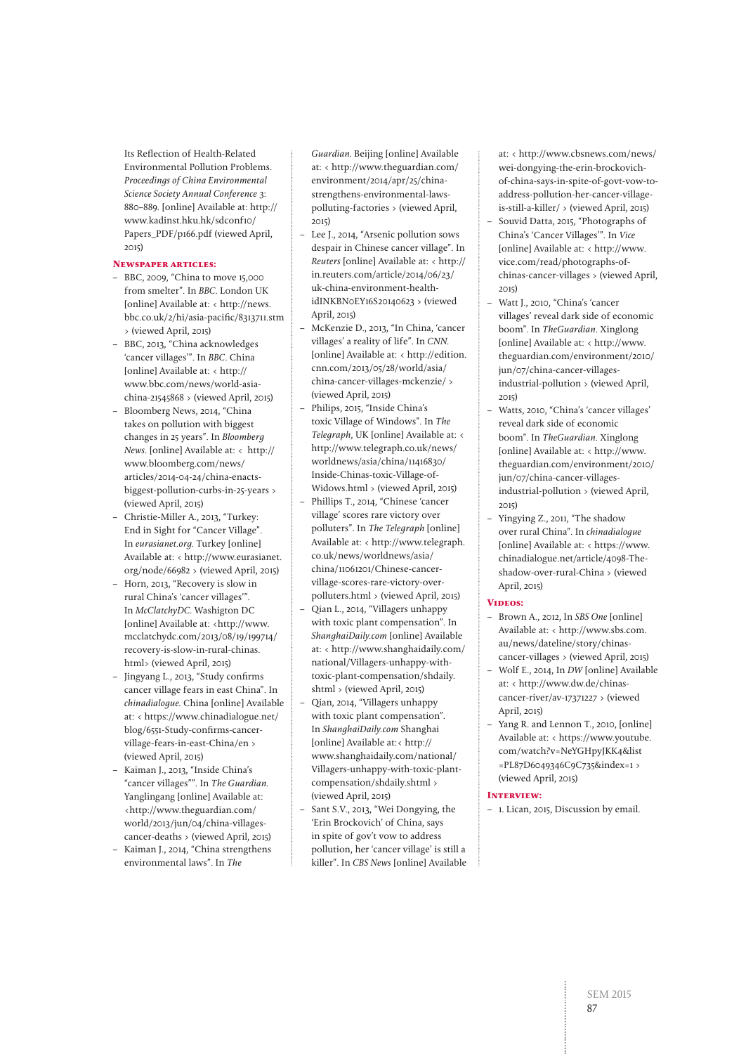Its Reflection of Health-Related Environmental Pollution Problems. *Proceedings of China Environmental Science Society Annual Conference* 3: 880–889. [online] Available at: http://www.kadinst.hku.hk/sdconf10/Papers_PDF/p166.pdf (viewed April, 2015)

### Newspaper articles:

- BBC, 2009, "China to move 15,000 from smelter". In *BBC*. London UK [online] Available at: < http://news.bbc.co.uk/2/hi/asia-pacific/8313711.stm > (viewed April, 2015)
- BBC, 2013, "China acknowledges 'cancer villages'". In *BBC*. China [online] Available at: < http://www.bbc.com/news/world-asia-china-21545868 > (viewed April, 2015)
- Bloomberg News, 2014, "China takes on pollution with biggest changes in 25 years". In *Bloomberg News*. [online] Available at: < http://www.bloomberg.com/news/articles/2014-04-24/china-enacts-biggest-pollution-curbs-in-25-years > (viewed April, 2015)
- Christie-Miller A., 2013, "Turkey: End in Sight for "Cancer Village". In *eurasianet.org.* Turkey [online] Available at: < http://www.eurasianet.org/node/66982 > (viewed April, 2015)
- Horn, 2013, "Recovery is slow in rural China's 'cancer villages'". In *McClatchyDC.* Washigton DC [online] Available at: <http://www.mcclatchydc.com/2013/08/19/199714/recovery-is-slow-in-rural-chinas.html> (viewed April, 2015)
- Jingyang L., 2013, "Study confirms cancer village fears in east China". In *chinadialogue.* China [online] Available at: < https://www.chinadialogue.net/blog/6551-Study-confirms-cancer-village-fears-in-east-China/en > (viewed April, 2015)
- Kaiman J., 2013, "Inside China's "cancer villages"". In *The Guardian.* Yanglingang [online] Available at: <http://www.theguardian.com/world/2013/jun/04/china-villages-cancer-deaths > (viewed April, 2015)
- Kaiman J., 2014, "China strengthens environmental laws". In *The Guardian.* Beijing [online] Available at: < http://www.theguardian.com/environment/2014/apr/25/china-strengthens-environmental-laws-polluting-factories > (viewed April, 2015)
- Lee J., 2014, "Arsenic pollution sows despair in Chinese cancer village". In *Reuters* [online] Available at: < http://in.reuters.com/article/2014/06/23/uk-china-environment-health-idINKBN0EY16S20140623 > (viewed April, 2015)
- McKenzie D., 2013, "In China, 'cancer villages' a reality of life". In *CNN.* [online] Available at: < http://edition.cnn.com/2013/05/28/world/asia/china-cancer-villages-mckenzie/ > (viewed April, 2015)
- Philips, 2015, "Inside China's toxic Village of Windows". In *The Telegraph*, UK [online] Available at: < http://www.telegraph.co.uk/news/worldnews/asia/china/11416830/Inside-Chinas-toxic-Village-of-Widows.html > (viewed April, 2015)
- Phillips T., 2014, "Chinese 'cancer village' scores rare victory over polluters". In *The Telegraph* [online] Available at: < http://www.telegraph.co.uk/news/worldnews/asia/china/11061201/Chinese-cancer-village-scores-rare-victory-over-polluters.html > (viewed April, 2015)
- Qian L., 2014, "Villagers unhappy with toxic plant compensation". In *ShanghaiDaily.com* [online] Available at: < http://www.shanghaidaily.com/national/Villagers-unhappy-with-toxic-plant-compensation/shdaily.shtml > (viewed April, 2015)
- Qian, 2014, "Villagers unhappy with toxic plant compensation". In *ShanghaiDaily.com* Shanghai [online] Available at:< http://www.shanghaidaily.com/national/Villagers-unhappy-with-toxic-plant-compensation/shdaily.shtml > (viewed April, 2015)
- Sant S.V., 2013, "Wei Dongying, the 'Erin Brockovich' of China, says in spite of gov't vow to address pollution, her 'cancer village' is still a killer". In *CBS News* [online] Available at: < http://www.cbsnews.com/news/wei-dongying-the-erin-brockovich-of-china-says-in-spite-of-govt-vow-to-address-pollution-her-cancer-village-is-still-a-killer/ > (viewed April, 2015)
- Souvid Datta, 2015, "Photographs of China's 'Cancer Villages'". In *Vice* [online] Available at: < http://www.vice.com/read/photographs-of-chinas-cancer-villages > (viewed April, 2015)
- Watt J., 2010, "China's 'cancer villages' reveal dark side of economic boom". In *TheGuardian*. Xinglong [online] Available at: < http://www.theguardian.com/environment/2010/jun/07/china-cancer-villages-industrial-pollution > (viewed April, 2015)
- Watts, 2010, "China's 'cancer villages' reveal dark side of economic boom". In *TheGuardian*. Xinglong [online] Available at: < http://www.theguardian.com/environment/2010/jun/07/china-cancer-villages-industrial-pollution > (viewed April, 2015)
- Yingying Z., 2011, "The shadow over rural China". In *chinadialogue* [online] Available at: < https://www.chinadialogue.net/article/4098-The-shadow-over-rural-China > (viewed April, 2015)

### Videos:

- Brown A., 2012, In *SBS One* [online] Available at: < http://www.sbs.com.au/news/dateline/story/chinas-cancer-villages > (viewed April, 2015)
- Wolf E., 2014, In *DW* [online] Available at: < http://www.dw.de/chinas-cancer-river/av-17371227 > (viewed April, 2015)
- Yang R. and Lennon T., 2010, [online] Available at: < https://www.youtube.com/watch?v=NeYGHpyJKK4&list=PL87D6049346C9C735&index=1 > (viewed April, 2015)

### Interview:

- 1. Lican, 2015, Discussion by email.